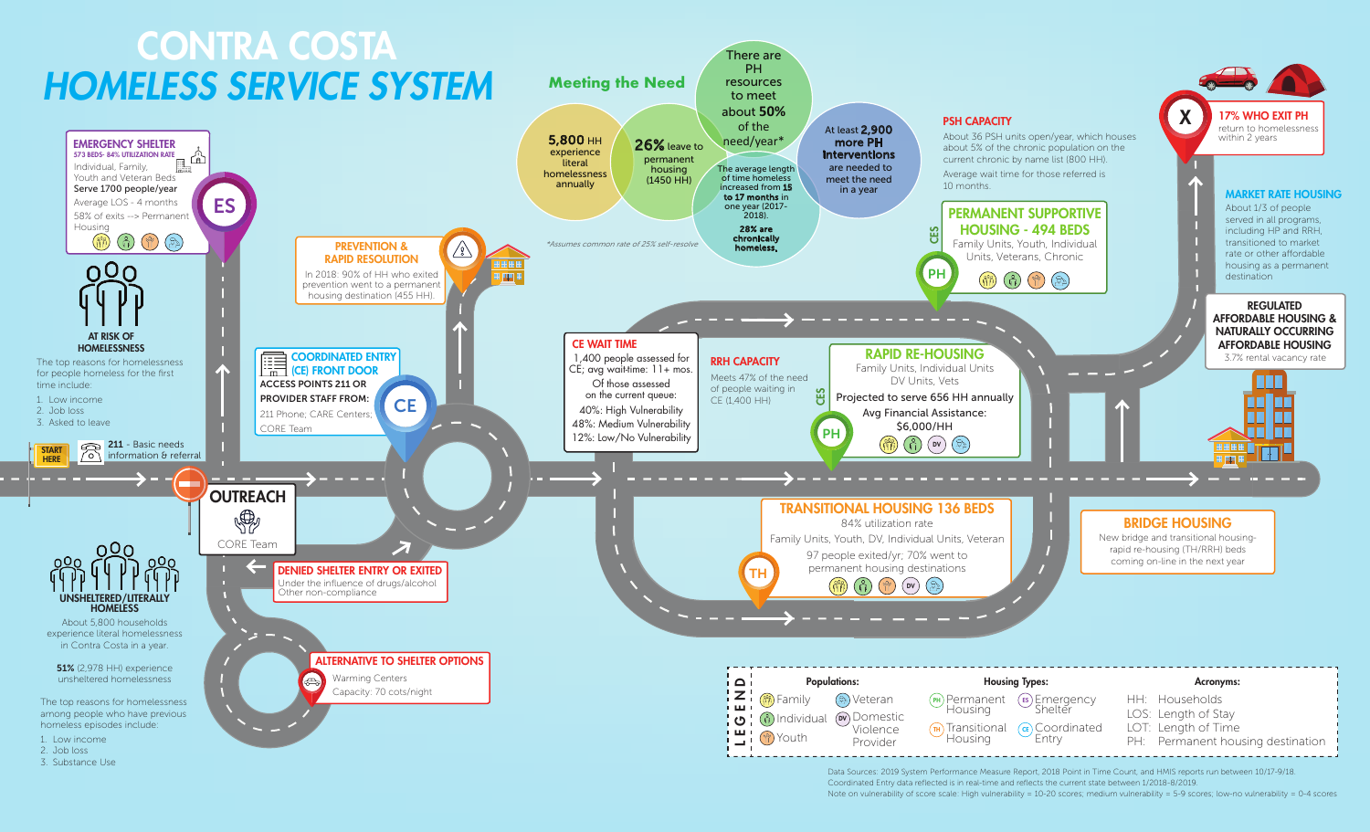# CONTRA COSTA
# *HOMELESS SERVICE SYSTEM*

## EMERGENCY SHELTER

573 BEDS- 84% UTILIZATION RATE

Individual, Family, Youth and Veteran Beds

Serve 1700 people/year

Average LOS - 4 months

58% of exits —> Permanent Housing

ES

## AT RISK OF HOMELESSNESS

The top reasons for homelessness for people homeless for the first time include:

1. Low income
2. Job loss
3. Asked to leave

**START HERE**

**211** - Basic needs information & referral

## OUTREACH

CORE Team

## UNSHELTERED/LITERALLY HOMELESS

About 5,800 households experience literal homelessness in Contra Costa in a year.

**51%** (2,978 HH) experience unsheltered homelessness

The top reasons for homelessness among people who have previous homeless episodes include:

1. Low income
2. Job loss
3. Substance Use

## PREVENTION & RAPID RESOLUTION

In 2018: 90% of HH who exited prevention went to a permanent housing destination (455 HH).

## COORDINATED ENTRY (CE) FRONT DOOR

**ACCESS POINTS 211 OR PROVIDER STAFF FROM:**

211 Phone; CARE Centers; CORE Team

CE

## DENIED SHELTER ENTRY OR EXITED

Under the influence of drugs/alcohol
Other non-compliance

## ALTERNATIVE TO SHELTER OPTIONS

Warming Centers
Capacity: 70 cots/night

## Meeting the Need

**5,800** HH experience literal homelessness annually

**26%** leave to permanent housing (1450 HH)

There are PH resources to meet about **50%** of the need/year*

The average length of time homeless increased from **15 to 17 months** in one year (2017-2018).

**28% are chronically homeless.**

At least **2,900 more PH Interventions** are needed to meet the need in a year

*Assumes common rate of 25% self-resolve

## CE WAIT TIME

1,400 people assessed for CE; avg wait-time: 11+ mos.

Of those assessed on the current queue:

40%: High Vulnerability
48%: Medium Vulnerability
12%: Low/No Vulnerability

## RRH CAPACITY

Meets 47% of the need of people waiting in CE (1,400 HH)

## RAPID RE-HOUSING

CES

Family Units, Individual Units
DV Units, Vets

Projected to serve 656 HH annually

Avg Financial Assistance: $6,000/HH

PH

## PSH CAPACITY

About 36 PSH units open/year, which houses about 5% of the chronic population on the current chronic by name list (800 HH).

Average wait time for those referred is 10 months.

## PERMANENT SUPPORTIVE HOUSING - 494 BEDS

CES

Family Units, Youth, Individual Units, Veterans, Chronic

PH

## 17% WHO EXIT PH

return to homelessness within 2 years

## MARKET RATE HOUSING

About 1/3 of people served in all programs, including HP and RRH, transitioned to market rate or other affordable housing as a permanent destination

## REGULATED AFFORDABLE HOUSING & NATURALLY OCCURRING AFFORDABLE HOUSING

3.7% rental vacancy rate

## TRANSITIONAL HOUSING 136 BEDS

84% utilization rate

Family Units, Youth, DV, Individual Units, Veteran

97 people exited/yr; 70% went to permanent housing destinations

TH

## BRIDGE HOUSING

New bridge and transitional housing-rapid re-housing (TH/RRH) beds coming on-line in the next year

## LEGEND

| Populations: | | Housing Types: | | Acronyms: |
|---|---|---|---|---|
| Family | Veteran | PH Permanent Housing | ES Emergency Shelter | HH: Households |
| Individual | DV Domestic Violence Provider | TH Transitional Housing | CE Coordinated Entry | LOS: Length of Stay |
| Youth | | | | LOT: Length of Time |
| | | | | PH: Permanent housing destination |

Data Sources: 2019 System Performance Measure Report, 2018 Point in Time Count, and HMIS reports run between 10/17-9/18.
Coordinated Entry data reflected is in real-time and reflects the current state between 1/2018-8/2019.
Note on vulnerability of score scale: High vulnerability = 10-20 scores; medium vulnerability = 5-9 scores; low-no vulnerability = 0-4 scores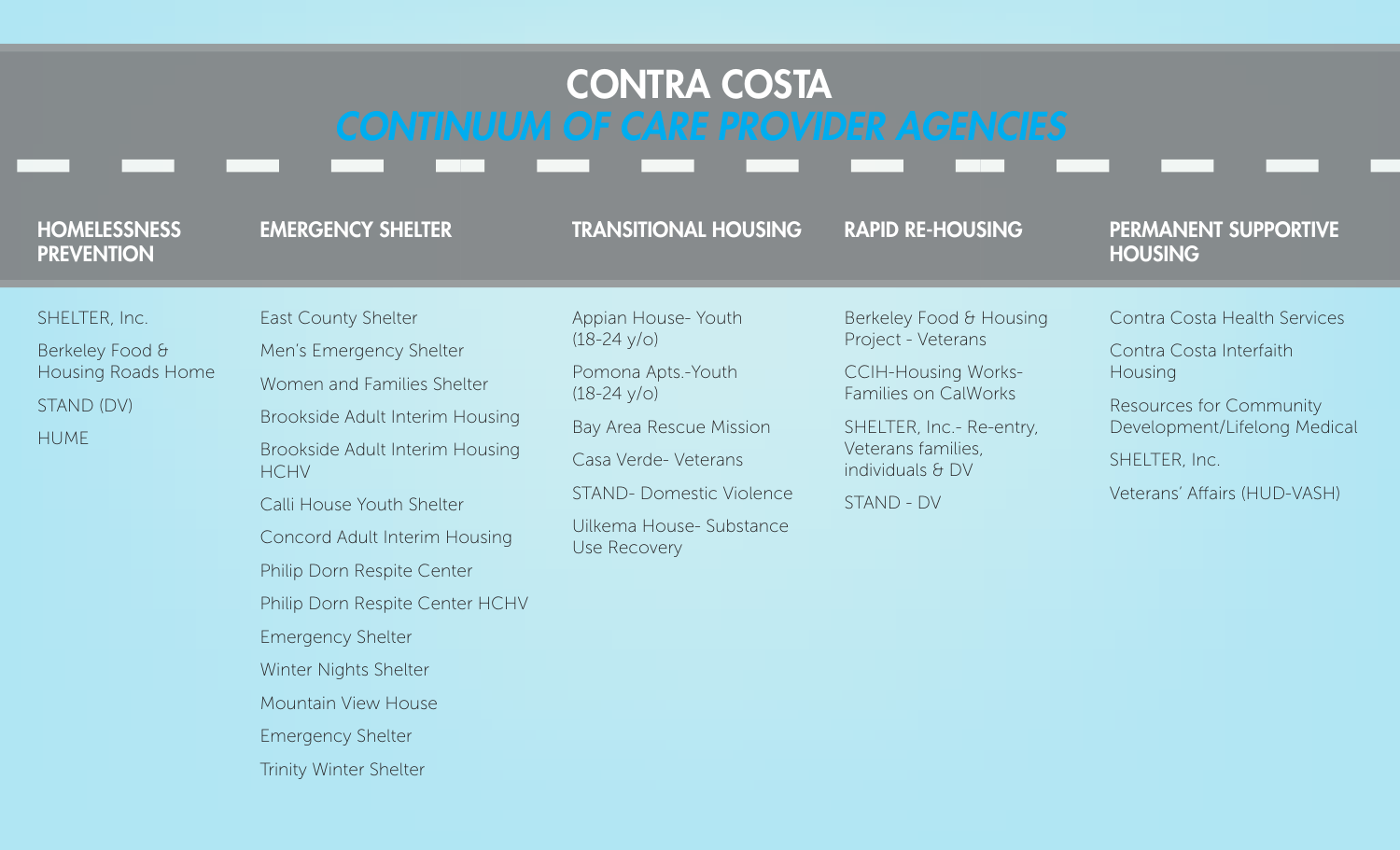# CONTRA COSTA

## *CONTINUUM OF CARE PROVIDER AGENCIES*

### HOMELESSNESS PREVENTION

- SHELTER, Inc.
- Berkeley Food & Housing Roads Home
- STAND (DV)
- HUME

### EMERGENCY SHELTER

- East County Shelter
- Men's Emergency Shelter
- Women and Families Shelter
- Brookside Adult Interim Housing
- Brookside Adult Interim Housing HCHV
- Calli House Youth Shelter
- Concord Adult Interim Housing
- Philip Dorn Respite Center
- Philip Dorn Respite Center HCHV
- Emergency Shelter
- Winter Nights Shelter
- Mountain View House
- Emergency Shelter
- Trinity Winter Shelter

### TRANSITIONAL HOUSING

- Appian House- Youth (18-24 y/o)
- Pomona Apts.-Youth (18-24 y/o)
- Bay Area Rescue Mission
- Casa Verde- Veterans
- STAND- Domestic Violence
- Uilkema House- Substance Use Recovery

### RAPID RE-HOUSING

- Berkeley Food & Housing Project - Veterans
- CCIH-Housing Works- Families on CalWorks
- SHELTER, Inc.- Re-entry, Veterans families, individuals & DV
- STAND - DV

### PERMANENT SUPPORTIVE HOUSING

- Contra Costa Health Services
- Contra Costa Interfaith Housing
- Resources for Community Development/Lifelong Medical
- SHELTER, Inc.
- Veterans' Affairs (HUD-VASH)